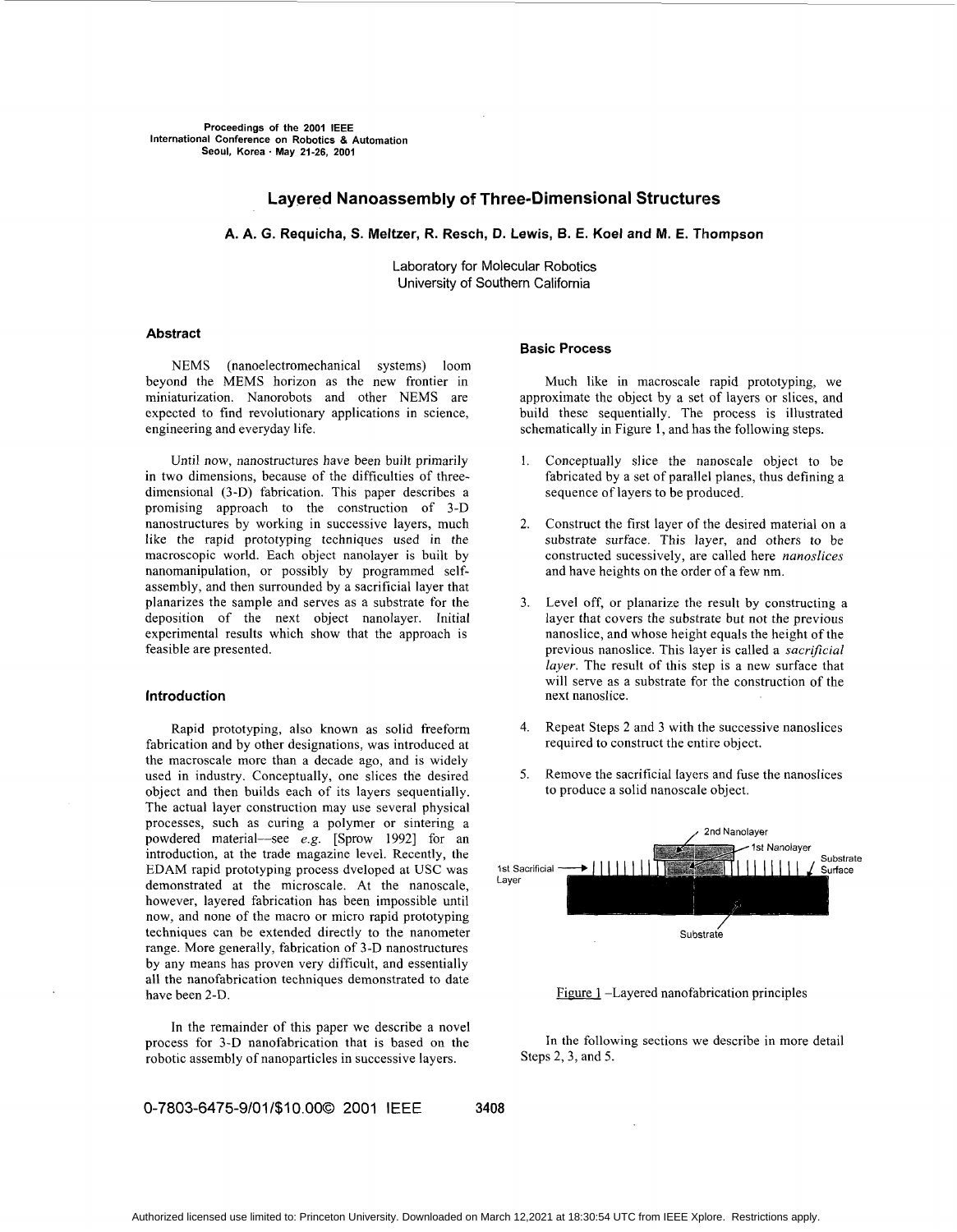Proceedings of the 2001 IEEE
International Conference on Robotics & Automation
Seoul, Korea · May 21-26, 2001

# Layered Nanoassembly of Three-Dimensional Structures

**A. A. G. Requicha, S. Meltzer, R. Resch, D. Lewis, B. E. Koel and M. E. Thompson**

Laboratory for Molecular Robotics
University of Southern California

## Abstract

NEMS (nanoelectromechanical systems) loom beyond the MEMS horizon as the new frontier in miniaturization. Nanorobots and other NEMS are expected to find revolutionary applications in science, engineering and everyday life.

Until now, nanostructures have been built primarily in two dimensions, because of the difficulties of three-dimensional (3-D) fabrication. This paper describes a promising approach to the construction of 3-D nanostructures by working in successive layers, much like the rapid prototyping techniques used in the macroscopic world. Each object nanolayer is built by nanomanipulation, or possibly by programmed self-assembly, and then surrounded by a sacrificial layer that planarizes the sample and serves as a substrate for the deposition of the next object nanolayer. Initial experimental results which show that the approach is feasible are presented.

## Introduction

Rapid prototyping, also known as solid freeform fabrication and by other designations, was introduced at the macroscale more than a decade ago, and is widely used in industry. Conceptually, one slices the desired object and then builds each of its layers sequentially. The actual layer construction may use several physical processes, such as curing a polymer or sintering a powdered material—see *e.g.* [Sprow 1992] for an introduction, at the trade magazine level. Recently, the EDAM rapid prototyping process dveloped at USC was demonstrated at the microscale. At the nanoscale, however, layered fabrication has been impossible until now, and none of the macro or micro rapid prototyping techniques can be extended directly to the nanometer range. More generally, fabrication of 3-D nanostructures by any means has proven very difficult, and essentially all the nanofabrication techniques demonstrated to date have been 2-D.

In the remainder of this paper we describe a novel process for 3-D nanofabrication that is based on the robotic assembly of nanoparticles in successive layers.

## Basic Process

Much like in macroscale rapid prototyping, we approximate the object by a set of layers or slices, and build these sequentially. The process is illustrated schematically in Figure 1, and has the following steps.

1. Conceptually slice the nanoscale object to be fabricated by a set of parallel planes, thus defining a sequence of layers to be produced.
2. Construct the first layer of the desired material on a substrate surface. This layer, and others to be constructed sucessively, are called here *nanoslices* and have heights on the order of a few nm.
3. Level off, or planarize the result by constructing a layer that covers the substrate but not the previous nanoslice, and whose height equals the height of the previous nanoslice. This layer is called a *sacrificial layer.* The result of this step is a new surface that will serve as a substrate for the construction of the next nanoslice.
4. Repeat Steps 2 and 3 with the successive nanoslices required to construct the entire object.
5. Remove the sacrificial layers and fuse the nanoslices to produce a solid nanoscale object.

2nd Nanolayer
1st Nanolayer
1st Sacrificial Layer
Substrate Surface
Substrate

Figure 1 –Layered nanofabrication principles

In the following sections we describe in more detail Steps 2, 3, and 5.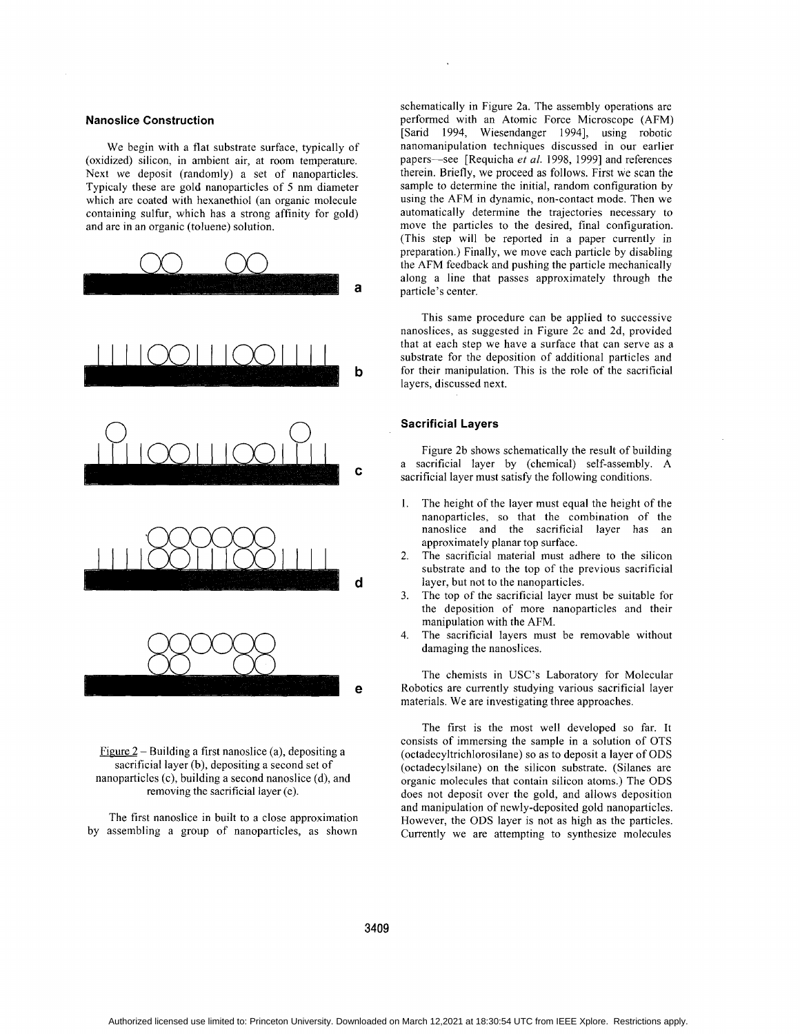### Nanoslice Construction

We begin with a flat substrate surface, typically of (oxidized) silicon, in ambient air, at room temperature. Next we deposit (randomly) a set of nanoparticles. Typicaly these are gold nanoparticles of 5 nm diameter which are coated with hexanethiol (an organic molecule containing sulfur, which has a strong affinity for gold) and are in an organic (toluene) solution.

Figure 2 – Building a first nanoslice (a), depositing a sacrificial layer (b), depositing a second set of nanoparticles (c), building a second nanoslice (d), and removing the sacrificial layer (e).

The first nanoslice in built to a close approximation by assembling a group of nanoparticles, as shown schematically in Figure 2a. The assembly operations are performed with an Atomic Force Microscope (AFM) [Sarid 1994, Wiesendanger 1994], using robotic nanomanipulation techniques discussed in our earlier papers—see [Requicha *et al.* 1998, 1999] and references therein. Briefly, we proceed as follows. First we scan the sample to determine the initial, random configuration by using the AFM in dynamic, non-contact mode. Then we automatically determine the trajectories necessary to move the particles to the desired, final configuration. (This step will be reported in a paper currently in preparation.) Finally, we move each particle by disabling the AFM feedback and pushing the particle mechanically along a line that passes approximately through the particle's center.

This same procedure can be applied to successive nanoslices, as suggested in Figure 2c and 2d, provided that at each step we have a surface that can serve as a substrate for the deposition of additional particles and for their manipulation. This is the role of the sacrificial layers, discussed next.

### Sacrificial Layers

Figure 2b shows schematically the result of building a sacrificial layer by (chemical) self-assembly. A sacrificial layer must satisfy the following conditions.

1. The height of the layer must equal the height of the nanoparticles, so that the combination of the nanoslice and the sacrificial layer has an approximately planar top surface.
2. The sacrificial material must adhere to the silicon substrate and to the top of the previous sacrificial layer, but not to the nanoparticles.
3. The top of the sacrificial layer must be suitable for the deposition of more nanoparticles and their manipulation with the AFM.
4. The sacrificial layers must be removable without damaging the nanoslices.

The chemists in USC's Laboratory for Molecular Robotics are currently studying various sacrificial layer materials. We are investigating three approaches.

The first is the most well developed so far. It consists of immersing the sample in a solution of OTS (octadecyltrichlorosilane) so as to deposit a layer of ODS (octadecylsilane) on the silicon substrate. (Silanes are organic molecules that contain silicon atoms.) The ODS does not deposit over the gold, and allows deposition and manipulation of newly-deposited gold nanoparticles. However, the ODS layer is not as high as the particles. Currently we are attempting to synthesize molecules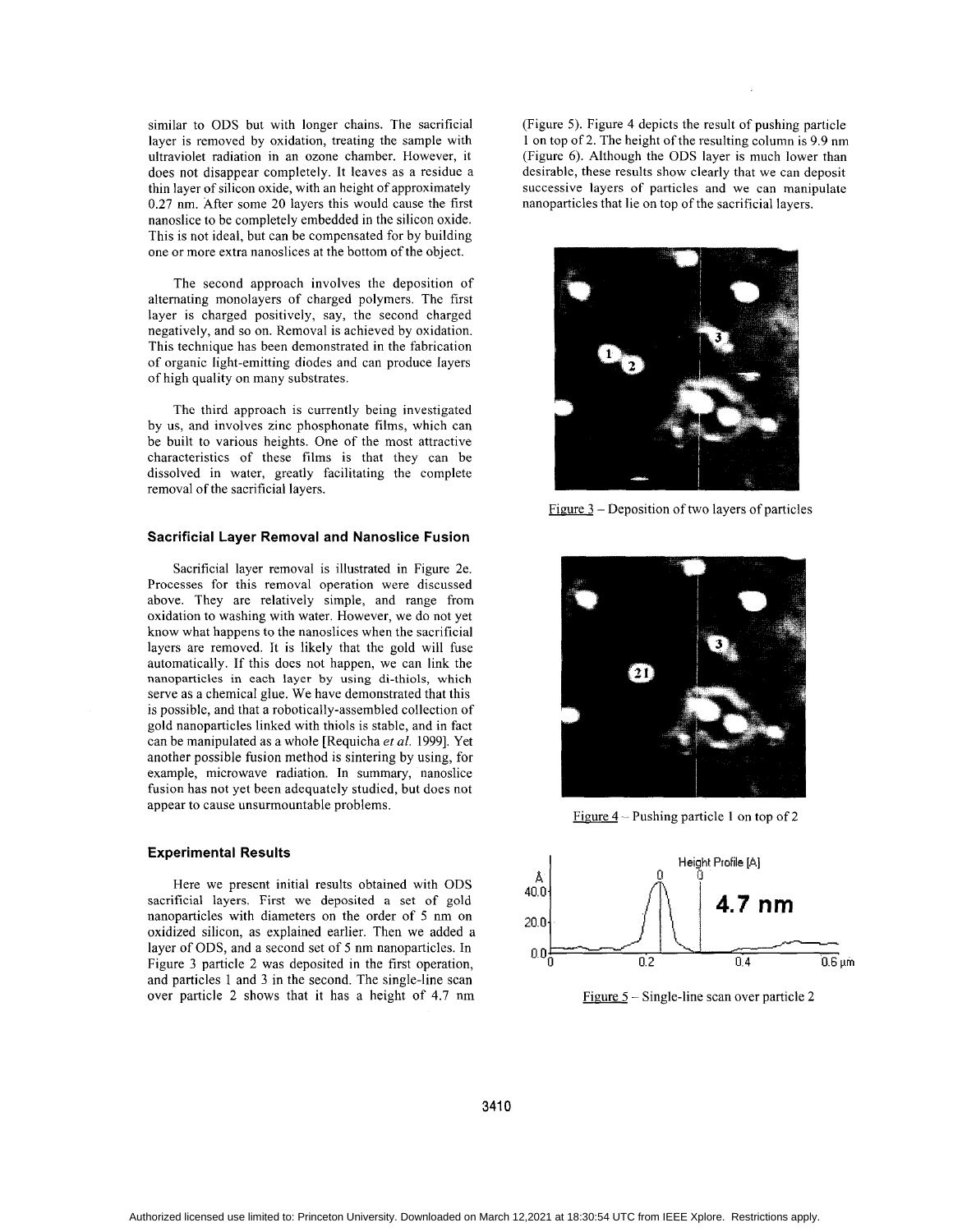similar to ODS but with longer chains. The sacrificial layer is removed by oxidation, treating the sample with ultraviolet radiation in an ozone chamber. However, it does not disappear completely. It leaves as a residue a thin layer of silicon oxide, with an height of approximately 0.27 nm. After some 20 layers this would cause the first nanoslice to be completely embedded in the silicon oxide. This is not ideal, but can be compensated for by building one or more extra nanoslices at the bottom of the object.

The second approach involves the deposition of alternating monolayers of charged polymers. The first layer is charged positively, say, the second charged negatively, and so on. Removal is achieved by oxidation. This technique has been demonstrated in the fabrication of organic light-emitting diodes and can produce layers of high quality on many substrates.

The third approach is currently being investigated by us, and involves zinc phosphonate films, which can be built to various heights. One of the most attractive characteristics of these films is that they can be dissolved in water, greatly facilitating the complete removal of the sacrificial layers.

### Sacrificial Layer Removal and Nanoslice Fusion

Sacrificial layer removal is illustrated in Figure 2e. Processes for this removal operation were discussed above. They are relatively simple, and range from oxidation to washing with water. However, we do not yet know what happens to the nanoslices when the sacrificial layers are removed. It is likely that the gold will fuse automatically. If this does not happen, we can link the nanoparticles in each layer by using di-thiols, which serve as a chemical glue. We have demonstrated that this is possible, and that a robotically-assembled collection of gold nanoparticles linked with thiols is stable, and in fact can be manipulated as a whole [Requicha *et al.* 1999]. Yet another possible fusion method is sintering by using, for example, microwave radiation. In summary, nanoslice fusion has not yet been adequately studied, but does not appear to cause unsurmountable problems.

### Experimental Results

Here we present initial results obtained with ODS sacrificial layers. First we deposited a set of gold nanoparticles with diameters on the order of 5 nm on oxidized silicon, as explained earlier. Then we added a layer of ODS, and a second set of 5 nm nanoparticles. In Figure 3 particle 2 was deposited in the first operation, and particles 1 and 3 in the second. The single-line scan over particle 2 shows that it has a height of 4.7 nm (Figure 5). Figure 4 depicts the result of pushing particle 1 on top of 2. The height of the resulting column is 9.9 nm (Figure 6). Although the ODS layer is much lower than desirable, these results show clearly that we can deposit successive layers of particles and we can manipulate nanoparticles that lie on top of the sacrificial layers.

Figure 3 – Deposition of two layers of particles

Figure 4 – Pushing particle 1 on top of 2

Height Profile [A]
Å
40.0
20.0
0.0
0
0.2
0.4
0.6 µm
4.7 nm

Figure 5 – Single-line scan over particle 2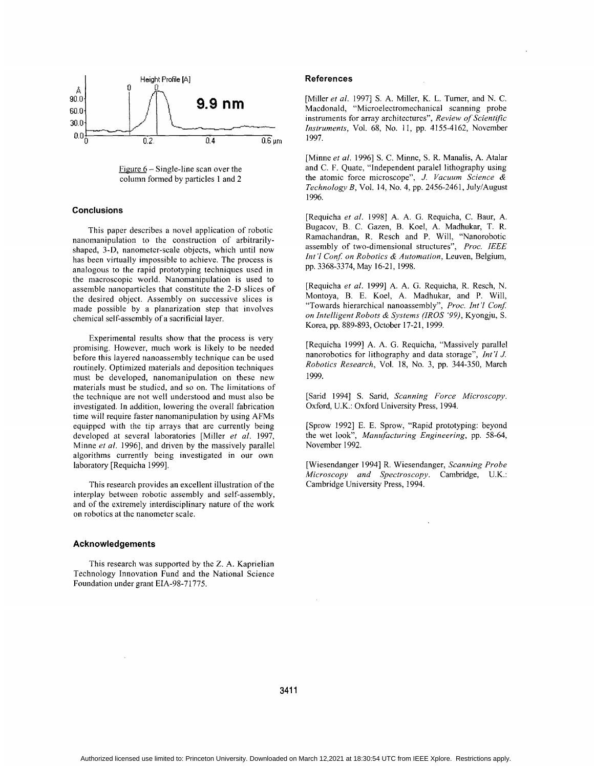Height Profile [A]

A

90.0

60.0

30.0

0.0

0

0.2

0.4

0.6 μm

9.9 nm

Figure 6 – Single-line scan over the column formed by particles 1 and 2

## Conclusions

This paper describes a novel application of robotic nanomanipulation to the construction of arbitrarily-shaped, 3-D, nanometer-scale objects, which until now has been virtually impossible to achieve. The process is analogous to the rapid prototyping techniques used in the macroscopic world. Nanomanipulation is used to assemble nanoparticles that constitute the 2-D slices of the desired object. Assembly on successive slices is made possible by a planarization step that involves chemical self-assembly of a sacrificial layer.

Experimental results show that the process is very promising. However, much work is likely to be needed before this layered nanoassembly technique can be used routinely. Optimized materials and deposition techniques must be developed, nanomanipulation on these new materials must be studied, and so on. The limitations of the technique are not well understood and must also be investigated. In addition, lowering the overall fabrication time will require faster nanomanipulation by using AFMs equipped with the tip arrays that are currently being developed at several laboratories [Miller *et al.* 1997, Minne *et al.* 1996], and driven by the massively parallel algorithms currently being investigated in our own laboratory [Requicha 1999].

This research provides an excellent illustration of the interplay between robotic assembly and self-assembly, and of the extremely interdisciplinary nature of the work on robotics at the nanometer scale.

## Acknowledgements

This research was supported by the Z. A. Kaprielian Technology Innovation Fund and the National Science Foundation under grant EIA-98-71775.

## References

[Miller *et al.* 1997] S. A. Miller, K. L. Turner, and N. C. Macdonald, "Microelectromechanical scanning probe instruments for array architectures", *Review of Scientific Instruments*, Vol. 68, No. 11, pp. 4155-4162, November 1997.

[Minne *et al.* 1996] S. C. Minne, S. R. Manalis, A. Atalar and C. F. Quate, "Independent paralel lithography using the atomic force microscope", *J. Vacuum Science & Technology B*, Vol. 14, No. 4, pp. 2456-2461, July/August 1996.

[Requicha *et al.* 1998] A. A. G. Requicha, C. Baur, A. Bugacov, B. C. Gazen, B. Koel, A. Madhukar, T. R. Ramachandran, R. Resch and P. Will, "Nanorobotic assembly of two-dimensional structures", *Proc. IEEE Int'l Conf. on Robotics & Automation*, Leuven, Belgium, pp. 3368-3374, May 16-21, 1998.

[Requicha *et al.* 1999] A. A. G. Requicha, R. Resch, N. Montoya, B. E. Koel, A. Madhukar, and P. Will, "Towards hierarchical nanoassembly", *Proc. Int'l Conf. on Intelligent Robots & Systems (IROS '99)*, Kyongju, S. Korea, pp. 889-893, October 17-21, 1999.

[Requicha 1999] A. A. G. Requicha, "Massively parallel nanorobotics for lithography and data storage", *Int'l J. Robotics Research*, Vol. 18, No. 3, pp. 344-350, March 1999.

[Sarid 1994] S. Sarid, *Scanning Force Microscopy*. Oxford, U.K.: Oxford University Press, 1994.

[Sprow 1992] E. E. Sprow, "Rapid prototyping: beyond the wet look", *Manufacturing Engineering*, pp. 58-64, November 1992.

[Wiesendanger 1994] R. Wiesendanger, *Scanning Probe Microscopy and Spectroscopy*. Cambridge, U.K.: Cambridge University Press, 1994.